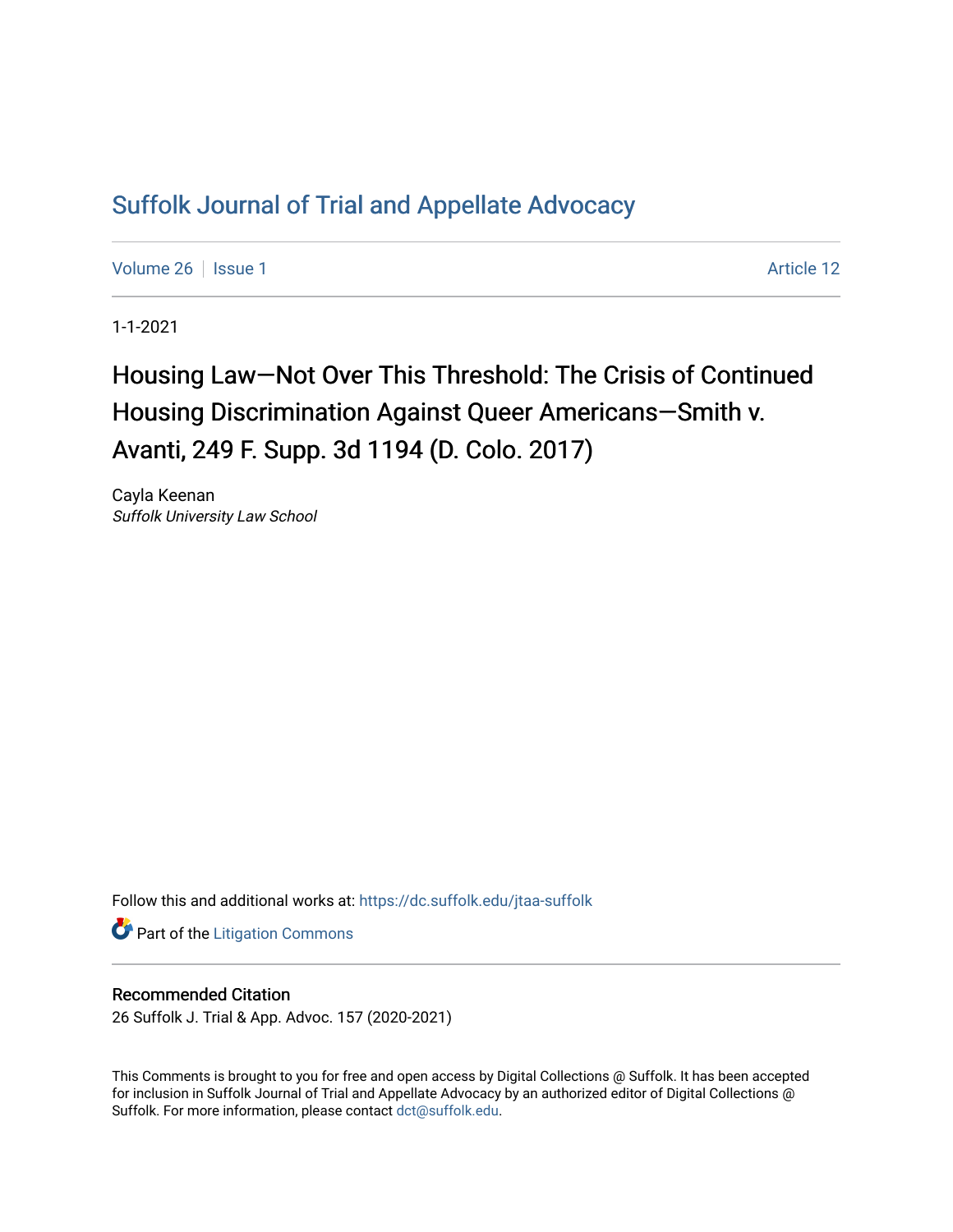# Suffolk Journal of Trial and Appellate Advocacy

Volume 26 | Issue 1 Article 12

1-1-2021

## Housing Law—Not Over This Threshold: The Crisis of Continued Housing Discrimination Against Queer Americans—Smith v. Avanti, 249 F. Supp. 3d 1194 (D. Colo. 2017)

Cayla Keenan
*Suffolk University Law School*

Follow this and additional works at: https://dc.suffolk.edu/jtaa-suffolk

Part of the Litigation Commons

### Recommended Citation

26 Suffolk J. Trial & App. Advoc. 157 (2020-2021)

This Comments is brought to you for free and open access by Digital Collections @ Suffolk. It has been accepted for inclusion in Suffolk Journal of Trial and Appellate Advocacy by an authorized editor of Digital Collections @ Suffolk. For more information, please contact dct@suffolk.edu.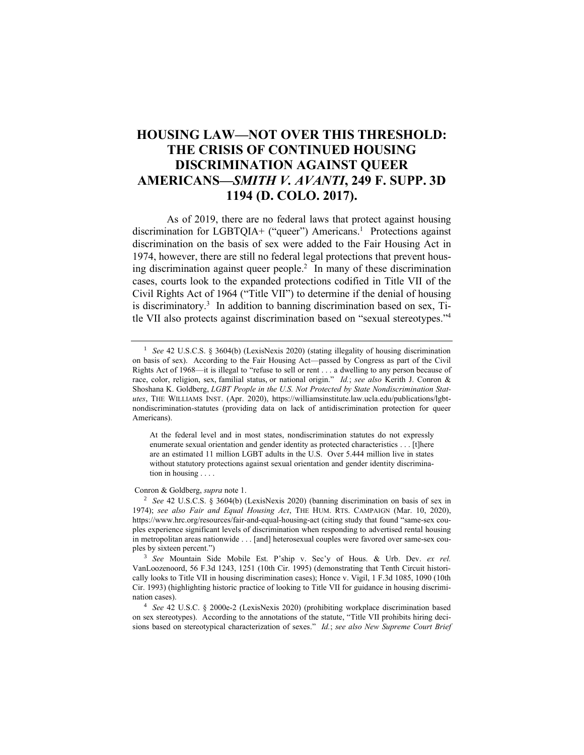# HOUSING LAW—NOT OVER THIS THRESHOLD: THE CRISIS OF CONTINUED HOUSING DISCRIMINATION AGAINST QUEER AMERICANS—*SMITH V. AVANTI*, 249 F. SUPP. 3D 1194 (D. COLO. 2017).

As of 2019, there are no federal laws that protect against housing discrimination for LGBTQIA+ ("queer") Americans.[1] Protections against discrimination on the basis of sex were added to the Fair Housing Act in 1974, however, there are still no federal legal protections that prevent housing discrimination against queer people.[2] In many of these discrimination cases, courts look to the expanded protections codified in Title VII of the Civil Rights Act of 1964 ("Title VII") to determine if the denial of housing is discriminatory.[3] In addition to banning discrimination based on sex, Title VII also protects against discrimination based on "sexual stereotypes."[4]

---

[1] *See* 42 U.S.C.S. § 3604(b) (LexisNexis 2020) (stating illegality of housing discrimination on basis of sex). According to the Fair Housing Act—passed by Congress as part of the Civil Rights Act of 1968—it is illegal to "refuse to sell or rent . . . a dwelling to any person because of race, color, religion, sex, familial status, or national origin." *Id.*; *see also* Kerith J. Conron & Shoshana K. Goldberg, *LGBT People in the U.S. Not Protected by State Nondiscrimination Statutes*, THE WILLIAMS INST. (Apr. 2020), https://williamsinstitute.law.ucla.edu/publications/lgbt-nondiscrimination-statutes (providing data on lack of antidiscrimination protection for queer Americans).

> At the federal level and in most states, nondiscrimination statutes do not expressly enumerate sexual orientation and gender identity as protected characteristics . . . [t]here are an estimated 11 million LGBT adults in the U.S. Over 5.444 million live in states without statutory protections against sexual orientation and gender identity discrimination in housing . . . .

Conron & Goldberg, *supra* note 1.

[2] *See* 42 U.S.C.S. § 3604(b) (LexisNexis 2020) (banning discrimination on basis of sex in 1974); *see also Fair and Equal Housing Act*, THE HUM. RTS. CAMPAIGN (Mar. 10, 2020), https://www.hrc.org/resources/fair-and-equal-housing-act (citing study that found "same-sex couples experience significant levels of discrimination when responding to advertised rental housing in metropolitan areas nationwide . . . [and] heterosexual couples were favored over same-sex couples by sixteen percent.")

[3] *See* Mountain Side Mobile Est. P'ship v. Sec'y of Hous. & Urb. Dev. *ex rel.* VanLoozenoord, 56 F.3d 1243, 1251 (10th Cir. 1995) (demonstrating that Tenth Circuit historically looks to Title VII in housing discrimination cases); Honce v. Vigil, 1 F.3d 1085, 1090 (10th Cir. 1993) (highlighting historic practice of looking to Title VII for guidance in housing discrimination cases).

[4] *See* 42 U.S.C. § 2000e-2 (LexisNexis 2020) (prohibiting workplace discrimination based on sex stereotypes). According to the annotations of the statute, "Title VII prohibits hiring decisions based on stereotypical characterization of sexes." *Id.*; *see also New Supreme Court Brief*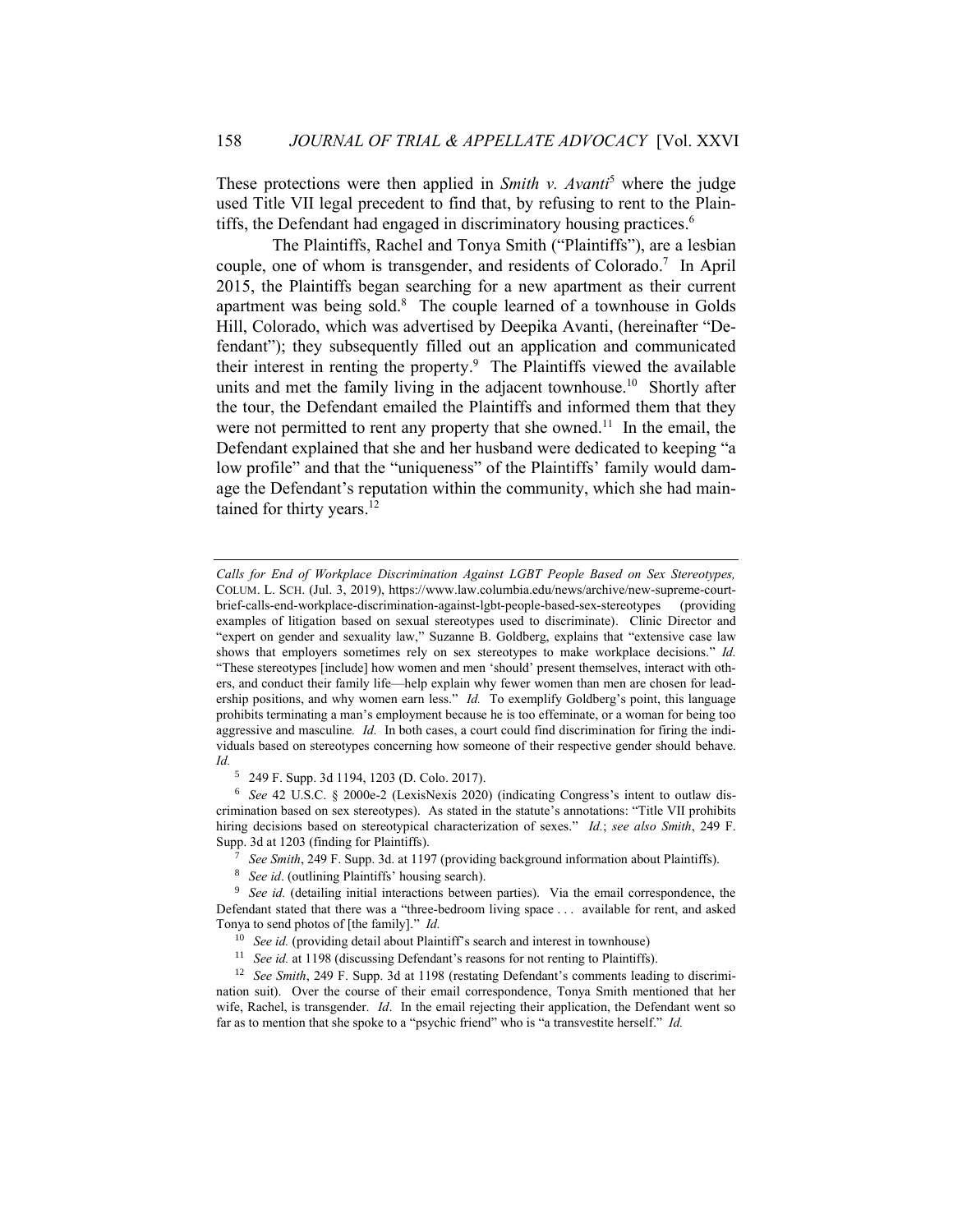These protections were then applied in *Smith v. Avanti*[5] where the judge used Title VII legal precedent to find that, by refusing to rent to the Plaintiffs, the Defendant had engaged in discriminatory housing practices.[6]

The Plaintiffs, Rachel and Tonya Smith ("Plaintiffs"), are a lesbian couple, one of whom is transgender, and residents of Colorado.[7] In April 2015, the Plaintiffs began searching for a new apartment as their current apartment was being sold.[8] The couple learned of a townhouse in Golds Hill, Colorado, which was advertised by Deepika Avanti, (hereinafter "Defendant"); they subsequently filled out an application and communicated their interest in renting the property.[9] The Plaintiffs viewed the available units and met the family living in the adjacent townhouse.[10] Shortly after the tour, the Defendant emailed the Plaintiffs and informed them that they were not permitted to rent any property that she owned.[11] In the email, the Defendant explained that she and her husband were dedicated to keeping "a low profile" and that the "uniqueness" of the Plaintiffs' family would damage the Defendant's reputation within the community, which she had maintained for thirty years.[12]

---

*Calls for End of Workplace Discrimination Against LGBT People Based on Sex Stereotypes,* COLUM. L. SCH. (Jul. 3, 2019), https://www.law.columbia.edu/news/archive/new-supreme-court-brief-calls-end-workplace-discrimination-against-lgbt-people-based-sex-stereotypes (providing examples of litigation based on sexual stereotypes used to discriminate). Clinic Director and "expert on gender and sexuality law," Suzanne B. Goldberg, explains that "extensive case law shows that employers sometimes rely on sex stereotypes to make workplace decisions." *Id.* "These stereotypes [include] how women and men 'should' present themselves, interact with others, and conduct their family life—help explain why fewer women than men are chosen for leadership positions, and why women earn less." *Id.* To exemplify Goldberg's point, this language prohibits terminating a man's employment because he is too effeminate, or a woman for being too aggressive and masculine. *Id.* In both cases, a court could find discrimination for firing the individuals based on stereotypes concerning how someone of their respective gender should behave. *Id.*

[5] 249 F. Supp. 3d 1194, 1203 (D. Colo. 2017).

[6] *See* 42 U.S.C. § 2000e-2 (LexisNexis 2020) (indicating Congress's intent to outlaw discrimination based on sex stereotypes). As stated in the statute's annotations: "Title VII prohibits hiring decisions based on stereotypical characterization of sexes." *Id.*; *see also Smith*, 249 F. Supp. 3d at 1203 (finding for Plaintiffs).

[7] *See Smith*, 249 F. Supp. 3d. at 1197 (providing background information about Plaintiffs).

[8] *See id*. (outlining Plaintiffs' housing search).

[9] *See id.* (detailing initial interactions between parties). Via the email correspondence, the Defendant stated that there was a "three-bedroom living space . . . available for rent, and asked Tonya to send photos of [the family]." *Id.*

[10] *See id.* (providing detail about Plaintiff's search and interest in townhouse)

[11] *See id.* at 1198 (discussing Defendant's reasons for not renting to Plaintiffs).

[12] *See Smith*, 249 F. Supp. 3d at 1198 (restating Defendant's comments leading to discrimination suit). Over the course of their email correspondence, Tonya Smith mentioned that her wife, Rachel, is transgender. *Id*. In the email rejecting their application, the Defendant went so far as to mention that she spoke to a "psychic friend" who is "a transvestite herself." *Id.*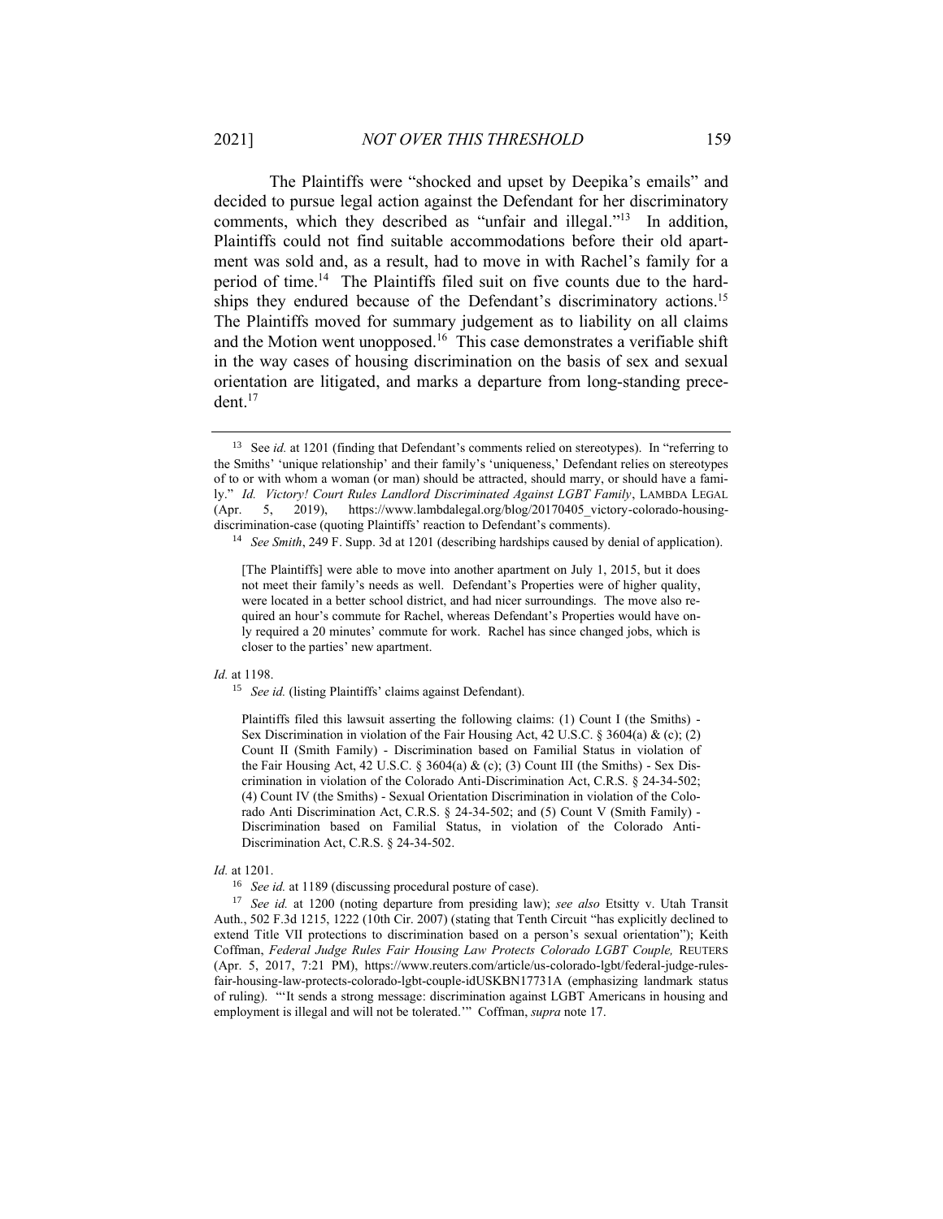The Plaintiffs were "shocked and upset by Deepika's emails" and decided to pursue legal action against the Defendant for her discriminatory comments, which they described as "unfair and illegal."[13] In addition, Plaintiffs could not find suitable accommodations before their old apartment was sold and, as a result, had to move in with Rachel's family for a period of time.[14] The Plaintiffs filed suit on five counts due to the hardships they endured because of the Defendant's discriminatory actions.[15] The Plaintiffs moved for summary judgement as to liability on all claims and the Motion went unopposed.[16] This case demonstrates a verifiable shift in the way cases of housing discrimination on the basis of sex and sexual orientation are litigated, and marks a departure from long-standing precedent.[17]

---

[13] See *id.* at 1201 (finding that Defendant's comments relied on stereotypes). In "referring to the Smiths' 'unique relationship' and their family's 'uniqueness,' Defendant relies on stereotypes of to or with whom a woman (or man) should be attracted, should marry, or should have a family." *Id. Victory! Court Rules Landlord Discriminated Against LGBT Family*, LAMBDA LEGAL (Apr. 5, 2019), https://www.lambdalegal.org/blog/20170405_victory-colorado-housing-discrimination-case (quoting Plaintiffs' reaction to Defendant's comments).

[14] *See Smith*, 249 F. Supp. 3d at 1201 (describing hardships caused by denial of application).

> [The Plaintiffs] were able to move into another apartment on July 1, 2015, but it does not meet their family's needs as well. Defendant's Properties were of higher quality, were located in a better school district, and had nicer surroundings. The move also required an hour's commute for Rachel, whereas Defendant's Properties would have only required a 20 minutes' commute for work. Rachel has since changed jobs, which is closer to the parties' new apartment.

*Id.* at 1198.

[15] *See id.* (listing Plaintiffs' claims against Defendant).

> Plaintiffs filed this lawsuit asserting the following claims: (1) Count I (the Smiths) - Sex Discrimination in violation of the Fair Housing Act, 42 U.S.C. § 3604(a) & (c); (2) Count II (Smith Family) - Discrimination based on Familial Status in violation of the Fair Housing Act, 42 U.S.C. § 3604(a) & (c); (3) Count III (the Smiths) - Sex Discrimination in violation of the Colorado Anti-Discrimination Act, C.R.S. § 24-34-502; (4) Count IV (the Smiths) - Sexual Orientation Discrimination in violation of the Colorado Anti Discrimination Act, C.R.S. § 24-34-502; and (5) Count V (Smith Family) - Discrimination based on Familial Status, in violation of the Colorado Anti-Discrimination Act, C.R.S. § 24-34-502.

*Id.* at 1201.

[16] *See id.* at 1189 (discussing procedural posture of case).

[17] *See id.* at 1200 (noting departure from presiding law); *see also* Etsitty v. Utah Transit Auth., 502 F.3d 1215, 1222 (10th Cir. 2007) (stating that Tenth Circuit "has explicitly declined to extend Title VII protections to discrimination based on a person's sexual orientation"); Keith Coffman, *Federal Judge Rules Fair Housing Law Protects Colorado LGBT Couple,* REUTERS (Apr. 5, 2017, 7:21 PM), https://www.reuters.com/article/us-colorado-lgbt/federal-judge-rules-fair-housing-law-protects-colorado-lgbt-couple-idUSKBN17731A (emphasizing landmark status of ruling). "'It sends a strong message: discrimination against LGBT Americans in housing and employment is illegal and will not be tolerated.'" Coffman, *supra* note 17.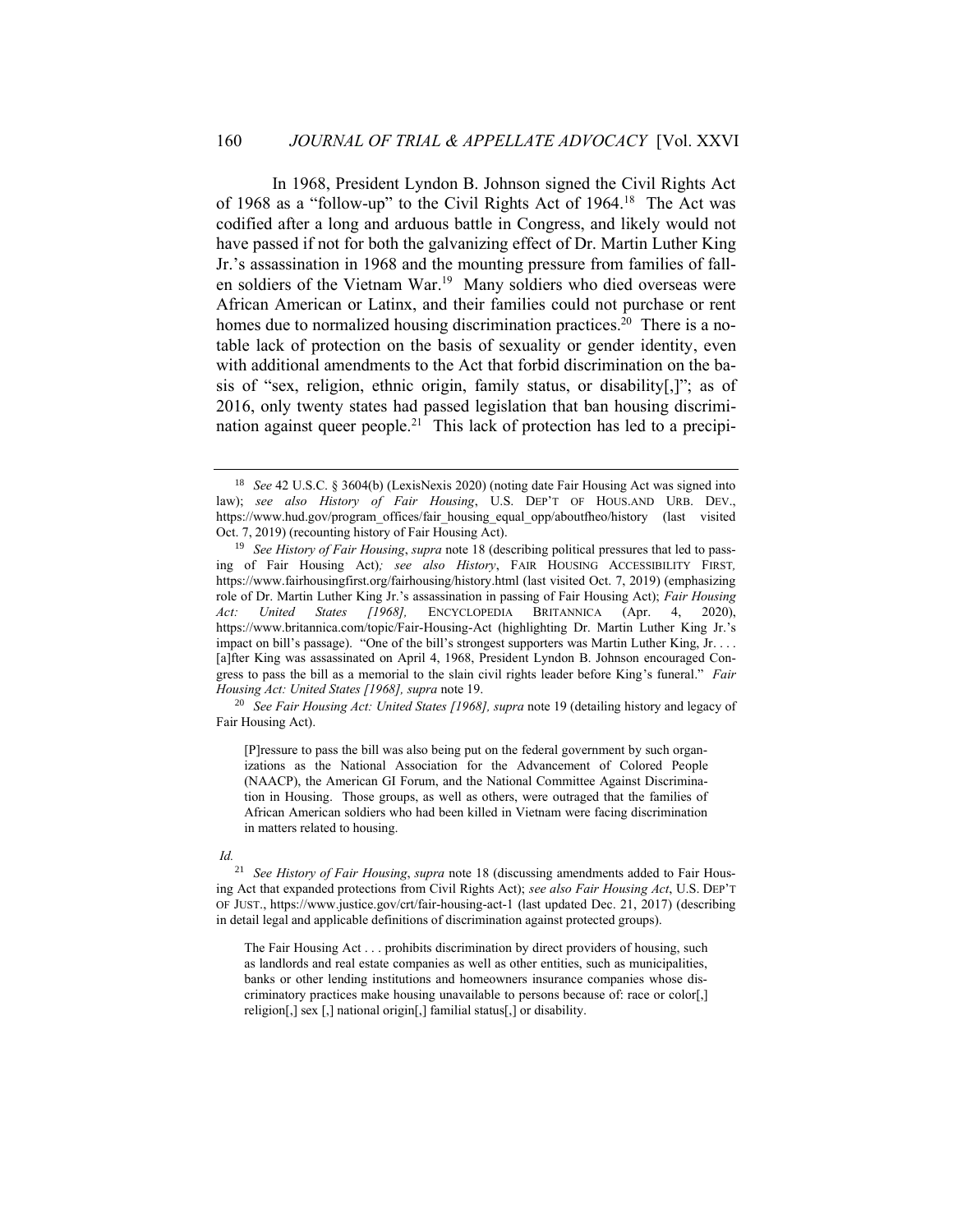In 1968, President Lyndon B. Johnson signed the Civil Rights Act of 1968 as a "follow-up" to the Civil Rights Act of 1964.[18] The Act was codified after a long and arduous battle in Congress, and likely would not have passed if not for both the galvanizing effect of Dr. Martin Luther King Jr.'s assassination in 1968 and the mounting pressure from families of fallen soldiers of the Vietnam War.[19] Many soldiers who died overseas were African American or Latinx, and their families could not purchase or rent homes due to normalized housing discrimination practices.[20] There is a notable lack of protection on the basis of sexuality or gender identity, even with additional amendments to the Act that forbid discrimination on the basis of "sex, religion, ethnic origin, family status, or disability[,]"; as of 2016, only twenty states had passed legislation that ban housing discrimination against queer people.[21] This lack of protection has led to a precipi-

---

[18] *See* 42 U.S.C. § 3604(b) (LexisNexis 2020) (noting date Fair Housing Act was signed into law); *see also History of Fair Housing*, U.S. DEP'T OF HOUS. AND URB. DEV., https://www.hud.gov/program_offices/fair_housing_equal_opp/aboutfheo/history (last visited Oct. 7, 2019) (recounting history of Fair Housing Act).

[19] *See History of Fair Housing*, *supra* note 18 (describing political pressures that led to passing of Fair Housing Act); *see also History*, FAIR HOUSING ACCESSIBILITY FIRST, https://www.fairhousingfirst.org/fairhousing/history.html (last visited Oct. 7, 2019) (emphasizing role of Dr. Martin Luther King Jr.'s assassination in passing of Fair Housing Act); *Fair Housing Act: United States [1968]*, ENCYCLOPEDIA BRITANNICA (Apr. 4, 2020), https://www.britannica.com/topic/Fair-Housing-Act (highlighting Dr. Martin Luther King Jr.'s impact on bill's passage). "One of the bill's strongest supporters was Martin Luther King, Jr. . . . [a]fter King was assassinated on April 4, 1968, President Lyndon B. Johnson encouraged Congress to pass the bill as a memorial to the slain civil rights leader before King's funeral." *Fair Housing Act: United States [1968]*, *supra* note 19.

[20] *See Fair Housing Act: United States [1968]*, *supra* note 19 (detailing history and legacy of Fair Housing Act).

> [P]ressure to pass the bill was also being put on the federal government by such organizations as the National Association for the Advancement of Colored People (NAACP), the American GI Forum, and the National Committee Against Discrimination in Housing. Those groups, as well as others, were outraged that the families of African American soldiers who had been killed in Vietnam were facing discrimination in matters related to housing.

*Id.*

[21] *See History of Fair Housing*, *supra* note 18 (discussing amendments added to Fair Housing Act that expanded protections from Civil Rights Act); *see also Fair Housing Act*, U.S. DEP'T OF JUST., https://www.justice.gov/crt/fair-housing-act-1 (last updated Dec. 21, 2017) (describing in detail legal and applicable definitions of discrimination against protected groups).

> The Fair Housing Act . . . prohibits discrimination by direct providers of housing, such as landlords and real estate companies as well as other entities, such as municipalities, banks or other lending institutions and homeowners insurance companies whose discriminatory practices make housing unavailable to persons because of: race or color[,] religion[,] sex [,] national origin[,] familial status[,] or disability.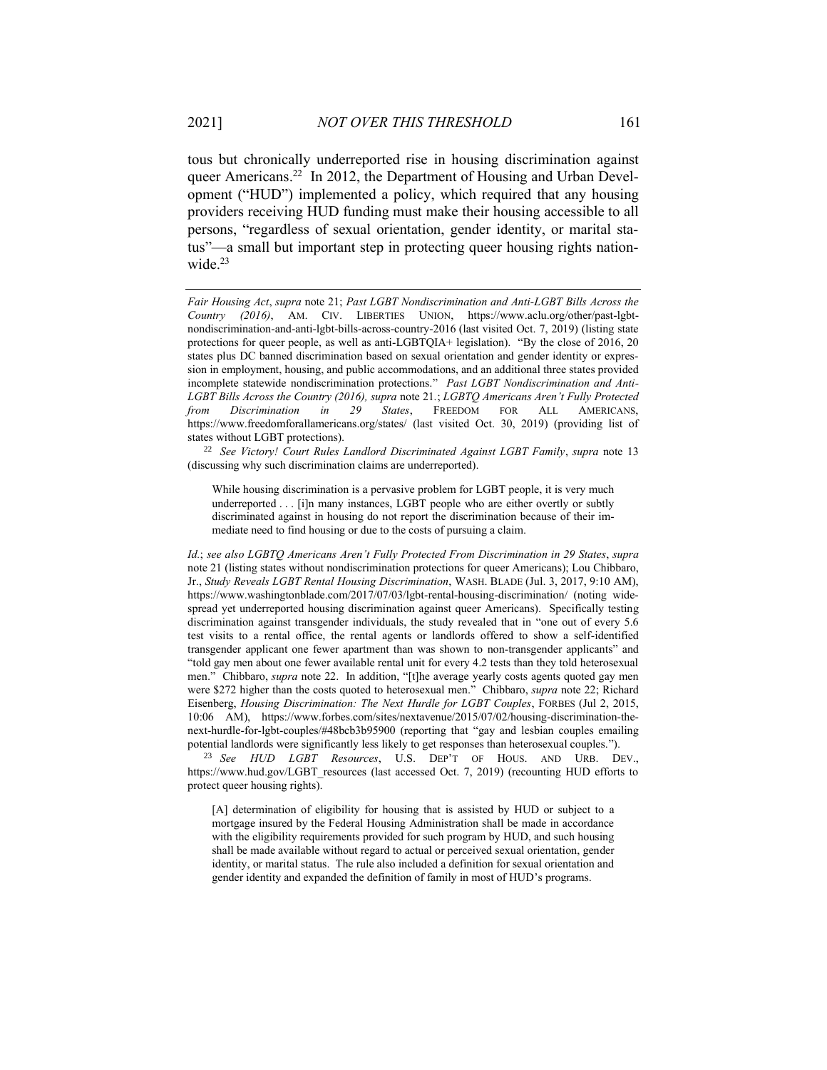tous but chronically underreported rise in housing discrimination against queer Americans.[22] In 2012, the Department of Housing and Urban Development ("HUD") implemented a policy, which required that any housing providers receiving HUD funding must make their housing accessible to all persons, "regardless of sexual orientation, gender identity, or marital status"—a small but important step in protecting queer housing rights nationwide.[23]

---

*Fair Housing Act*, *supra* note 21; *Past LGBT Nondiscrimination and Anti-LGBT Bills Across the Country (2016)*, AM. CIV. LIBERTIES UNION, https://www.aclu.org/other/past-lgbt-nondiscrimination-and-anti-lgbt-bills-across-country-2016 (last visited Oct. 7, 2019) (listing state protections for queer people, as well as anti-LGBTQIA+ legislation). "By the close of 2016, 20 states plus DC banned discrimination based on sexual orientation and gender identity or expression in employment, housing, and public accommodations, and an additional three states provided incomplete statewide nondiscrimination protections." *Past LGBT Nondiscrimination and Anti-LGBT Bills Across the Country (2016), supra* note 21.; *LGBTQ Americans Aren't Fully Protected from Discrimination in 29 States*, FREEDOM FOR ALL AMERICANS, https://www.freedomforallamericans.org/states/ (last visited Oct. 30, 2019) (providing list of states without LGBT protections).

[22] *See Victory! Court Rules Landlord Discriminated Against LGBT Family*, *supra* note 13 (discussing why such discrimination claims are underreported).

> While housing discrimination is a pervasive problem for LGBT people, it is very much underreported . . . [i]n many instances, LGBT people who are either overtly or subtly discriminated against in housing do not report the discrimination because of their immediate need to find housing or due to the costs of pursuing a claim.

*Id.*; *see also LGBTQ Americans Aren't Fully Protected From Discrimination in 29 States*, *supra* note 21 (listing states without nondiscrimination protections for queer Americans); Lou Chibbaro, Jr., *Study Reveals LGBT Rental Housing Discrimination*, WASH. BLADE (Jul. 3, 2017, 9:10 AM), https://www.washingtonblade.com/2017/07/03/lgbt-rental-housing-discrimination/ (noting widespread yet underreported housing discrimination against queer Americans). Specifically testing discrimination against transgender individuals, the study revealed that in "one out of every 5.6 test visits to a rental office, the rental agents or landlords offered to show a self-identified transgender applicant one fewer apartment than was shown to non-transgender applicants" and "told gay men about one fewer available rental unit for every 4.2 tests than they told heterosexual men." Chibbaro, *supra* note 22. In addition, "[t]he average yearly costs agents quoted gay men were $272 higher than the costs quoted to heterosexual men." Chibbaro, *supra* note 22; Richard Eisenberg, *Housing Discrimination: The Next Hurdle for LGBT Couples*, FORBES (Jul 2, 2015, 10:06 AM), https://www.forbes.com/sites/nextavenue/2015/07/02/housing-discrimination-the-next-hurdle-for-lgbt-couples/#48bcb3b95900 (reporting that "gay and lesbian couples emailing potential landlords were significantly less likely to get responses than heterosexual couples.").

[23] *See HUD LGBT Resources*, U.S. DEP'T OF HOUS. AND URB. DEV., https://www.hud.gov/LGBT_resources (last accessed Oct. 7, 2019) (recounting HUD efforts to protect queer housing rights).

> [A] determination of eligibility for housing that is assisted by HUD or subject to a mortgage insured by the Federal Housing Administration shall be made in accordance with the eligibility requirements provided for such program by HUD, and such housing shall be made available without regard to actual or perceived sexual orientation, gender identity, or marital status. The rule also included a definition for sexual orientation and gender identity and expanded the definition of family in most of HUD's programs.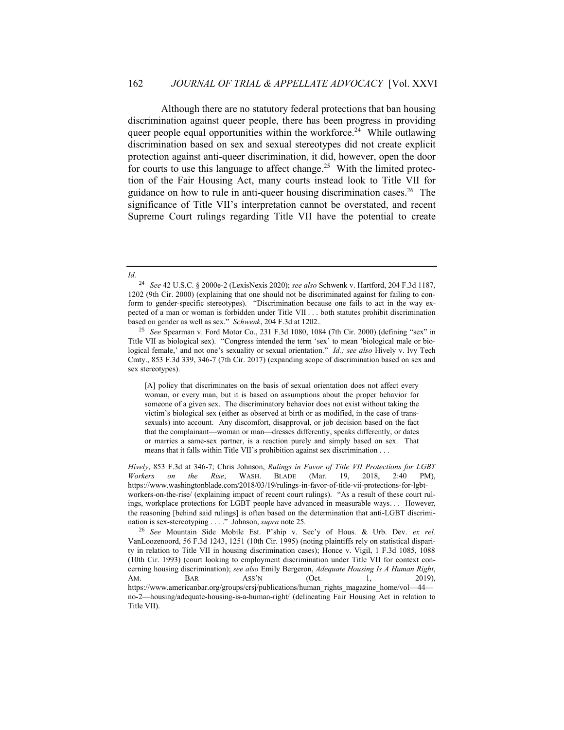Although there are no statutory federal protections that ban housing discrimination against queer people, there has been progress in providing queer people equal opportunities within the workforce.[24] While outlawing discrimination based on sex and sexual stereotypes did not create explicit protection against anti-queer discrimination, it did, however, open the door for courts to use this language to affect change.[25] With the limited protection of the Fair Housing Act, many courts instead look to Title VII for guidance on how to rule in anti-queer housing discrimination cases.[26] The significance of Title VII's interpretation cannot be overstated, and recent Supreme Court rulings regarding Title VII have the potential to create

---

*Id.*

[24] *See* 42 U.S.C. § 2000e-2 (LexisNexis 2020); *see also* Schwenk v. Hartford, 204 F.3d 1187, 1202 (9th Cir. 2000) (explaining that one should not be discriminated against for failing to conform to gender-specific stereotypes). "Discrimination because one fails to act in the way expected of a man or woman is forbidden under Title VII . . . both statutes prohibit discrimination based on gender as well as sex." *Schwenk*, 204 F.3d at 1202..

[25] *See* Spearman v. Ford Motor Co., 231 F.3d 1080, 1084 (7th Cir. 2000) (defining "sex" in Title VII as biological sex). "Congress intended the term 'sex' to mean 'biological male or biological female,' and not one's sexuality or sexual orientation." *Id.; see also* Hively v. Ivy Tech Cmty., 853 F.3d 339, 346-7 (7th Cir. 2017) (expanding scope of discrimination based on sex and sex stereotypes).

> [A] policy that discriminates on the basis of sexual orientation does not affect every woman, or every man, but it is based on assumptions about the proper behavior for someone of a given sex. The discriminatory behavior does not exist without taking the victim's biological sex (either as observed at birth or as modified, in the case of transsexuals) into account. Any discomfort, disapproval, or job decision based on the fact that the complainant—woman or man—dresses differently, speaks differently, or dates or marries a same-sex partner, is a reaction purely and simply based on sex. That means that it falls within Title VII's prohibition against sex discrimination . . .

*Hively*, 853 F.3d at 346-7; Chris Johnson, *Rulings in Favor of Title VII Protections for LGBT Workers on the Rise*, WASH. BLADE (Mar. 19, 2018, 2:40 PM), https://www.washingtonblade.com/2018/03/19/rulings-in-favor-of-title-vii-protections-for-lgbt-workers-on-the-rise/ (explaining impact of recent court rulings). "As a result of these court rulings, workplace protections for LGBT people have advanced in measurable ways. . . However, the reasoning [behind said rulings] is often based on the determination that anti-LGBT discrimination is sex-stereotyping . . . ." Johnson, *supra* note 25.

[26] *See* Mountain Side Mobile Est. P'ship v. Sec'y of Hous. & Urb. Dev. *ex rel.* VanLoozenoord, 56 F.3d 1243, 1251 (10th Cir. 1995) (noting plaintiffs rely on statistical disparity in relation to Title VII in housing discrimination cases); Honce v. Vigil, 1 F.3d 1085, 1088 (10th Cir. 1993) (court looking to employment discrimination under Title VII for context concerning housing discrimination); *see also* Emily Bergeron, *Adequate Housing Is A Human Right*, AM. BAR ASS'N (Oct. 1, 2019), https://www.americanbar.org/groups/crsj/publications/human_rights_magazine_home/vol—44—no-2—housing/adequate-housing-is-a-human-right/ (delineating Fair Housing Act in relation to Title VII).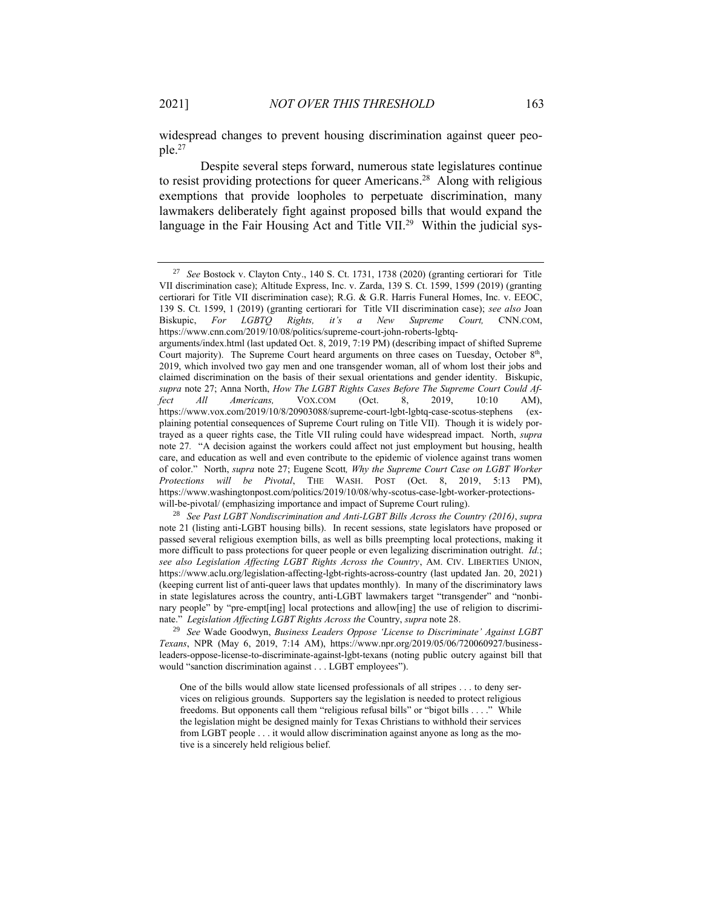widespread changes to prevent housing discrimination against queer people.[27]

Despite several steps forward, numerous state legislatures continue to resist providing protections for queer Americans.[28] Along with religious exemptions that provide loopholes to perpetuate discrimination, many lawmakers deliberately fight against proposed bills that would expand the language in the Fair Housing Act and Title VII.[29] Within the judicial sys-

---

[27] *See* Bostock v. Clayton Cnty., 140 S. Ct. 1731, 1738 (2020) (granting certiorari for Title VII discrimination case); Altitude Express, Inc. v. Zarda, 139 S. Ct. 1599, 1599 (2019) (granting certiorari for Title VII discrimination case); R.G. & G.R. Harris Funeral Homes, Inc. v. EEOC, 139 S. Ct. 1599, 1 (2019) (granting certiorari for Title VII discrimination case); *see also* Joan Biskupic, *For LGBTQ Rights, it's a New Supreme Court,* CNN.COM, https://www.cnn.com/2019/10/08/politics/supreme-court-john-roberts-lgbtq-arguments/index.html (last updated Oct. 8, 2019, 7:19 PM) (describing impact of shifted Supreme Court majority). The Supreme Court heard arguments on three cases on Tuesday, October 8th, 2019, which involved two gay men and one transgender woman, all of whom lost their jobs and claimed discrimination on the basis of their sexual orientations and gender identity. Biskupic, *supra* note 27; Anna North, *How The LGBT Rights Cases Before The Supreme Court Could Affect All Americans,* VOX.COM (Oct. 8, 2019, 10:10 AM), https://www.vox.com/2019/10/8/20903088/supreme-court-lgbt-lgbtq-case-scotus-stephens (explaining potential consequences of Supreme Court ruling on Title VII). Though it is widely portrayed as a queer rights case, the Title VII ruling could have widespread impact. North, *supra* note 27. "A decision against the workers could affect not just employment but housing, health care, and education as well and even contribute to the epidemic of violence against trans women of color." North, *supra* note 27; Eugene Scott*, Why the Supreme Court Case on LGBT Worker Protections will be Pivotal*, THE WASH. POST (Oct. 8, 2019, 5:13 PM), https://www.washingtonpost.com/politics/2019/10/08/why-scotus-case-lgbt-worker-protections-will-be-pivotal/ (emphasizing importance and impact of Supreme Court ruling).

[28] *See Past LGBT Nondiscrimination and Anti-LGBT Bills Across the Country (2016)*, *supra* note 21 (listing anti-LGBT housing bills). In recent sessions, state legislators have proposed or passed several religious exemption bills, as well as bills preempting local protections, making it more difficult to pass protections for queer people or even legalizing discrimination outright. *Id.*; *see also Legislation Affecting LGBT Rights Across the Country*, AM. CIV. LIBERTIES UNION, https://www.aclu.org/legislation-affecting-lgbt-rights-across-country (last updated Jan. 20, 2021) (keeping current list of anti-queer laws that updates monthly). In many of the discriminatory laws in state legislatures across the country, anti-LGBT lawmakers target "transgender" and "nonbinary people" by "pre-empt[ing] local protections and allow[ing] the use of religion to discriminate." *Legislation Affecting LGBT Rights Across the* Country, *supra* note 28.

[29] *See* Wade Goodwyn, *Business Leaders Oppose 'License to Discriminate' Against LGBT Texans*, NPR (May 6, 2019, 7:14 AM), https://www.npr.org/2019/05/06/720060927/business-leaders-oppose-license-to-discriminate-against-lgbt-texans (noting public outcry against bill that would "sanction discrimination against . . . LGBT employees").

> One of the bills would allow state licensed professionals of all stripes . . . to deny services on religious grounds. Supporters say the legislation is needed to protect religious freedoms. But opponents call them "religious refusal bills" or "bigot bills . . . ." While the legislation might be designed mainly for Texas Christians to withhold their services from LGBT people . . . it would allow discrimination against anyone as long as the motive is a sincerely held religious belief.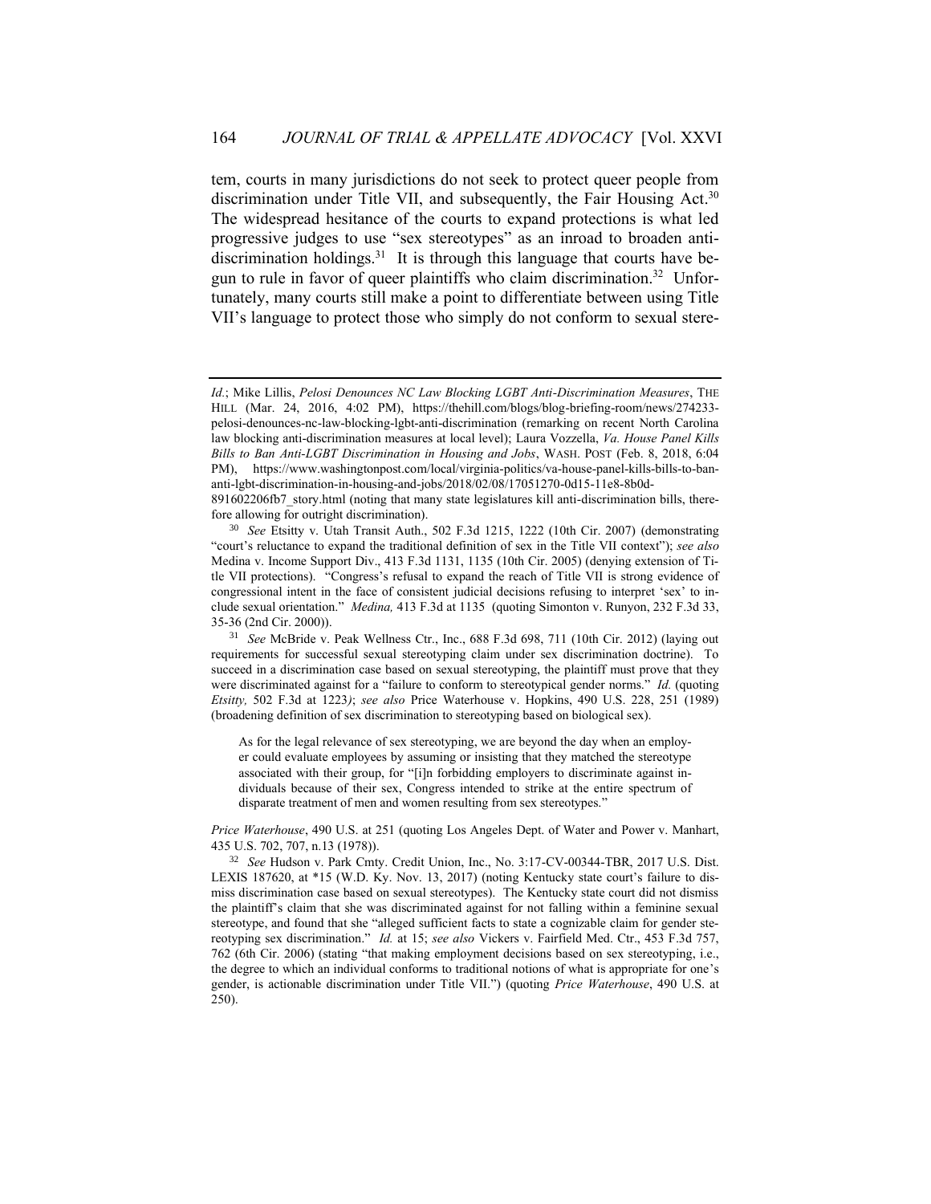tem, courts in many jurisdictions do not seek to protect queer people from discrimination under Title VII, and subsequently, the Fair Housing Act.[30] The widespread hesitance of the courts to expand protections is what led progressive judges to use "sex stereotypes" as an inroad to broaden anti-discrimination holdings.[31] It is through this language that courts have begun to rule in favor of queer plaintiffs who claim discrimination.[32] Unfortunately, many courts still make a point to differentiate between using Title VII's language to protect those who simply do not conform to sexual stere-

---

*Id.*; Mike Lillis, *Pelosi Denounces NC Law Blocking LGBT Anti-Discrimination Measures*, THE HILL (Mar. 24, 2016, 4:02 PM), https://thehill.com/blogs/blog-briefing-room/news/274233-pelosi-denounces-nc-law-blocking-lgbt-anti-discrimination (remarking on recent North Carolina law blocking anti-discrimination measures at local level); Laura Vozzella, *Va. House Panel Kills Bills to Ban Anti-LGBT Discrimination in Housing and Jobs*, WASH. POST (Feb. 8, 2018, 6:04 PM), https://www.washingtonpost.com/local/virginia-politics/va-house-panel-kills-bills-to-ban-anti-lgbt-discrimination-in-housing-and-jobs/2018/02/08/17051270-0d15-11e8-8b0d-891602206fb7_story.html (noting that many state legislatures kill anti-discrimination bills, therefore allowing for outright discrimination).

[30] *See* Etsitty v. Utah Transit Auth., 502 F.3d 1215, 1222 (10th Cir. 2007) (demonstrating "court's reluctance to expand the traditional definition of sex in the Title VII context"); *see also* Medina v. Income Support Div., 413 F.3d 1131, 1135 (10th Cir. 2005) (denying extension of Title VII protections). "Congress's refusal to expand the reach of Title VII is strong evidence of congressional intent in the face of consistent judicial decisions refusing to interpret 'sex' to include sexual orientation." *Medina,* 413 F.3d at 1135 (quoting Simonton v. Runyon, 232 F.3d 33, 35-36 (2nd Cir. 2000)).

[31] *See* McBride v. Peak Wellness Ctr., Inc., 688 F.3d 698, 711 (10th Cir. 2012) (laying out requirements for successful sexual stereotyping claim under sex discrimination doctrine). To succeed in a discrimination case based on sexual stereotyping, the plaintiff must prove that they were discriminated against for a "failure to conform to stereotypical gender norms." *Id.* (quoting *Etsitty,* 502 F.3d at 1223*)*; *see also* Price Waterhouse v. Hopkins, 490 U.S. 228, 251 (1989) (broadening definition of sex discrimination to stereotyping based on biological sex).

> As for the legal relevance of sex stereotyping, we are beyond the day when an employer could evaluate employees by assuming or insisting that they matched the stereotype associated with their group, for "[i]n forbidding employers to discriminate against individuals because of their sex, Congress intended to strike at the entire spectrum of disparate treatment of men and women resulting from sex stereotypes."

*Price Waterhouse*, 490 U.S. at 251 (quoting Los Angeles Dept. of Water and Power v. Manhart, 435 U.S. 702, 707, n.13 (1978)).

[32] *See* Hudson v. Park Cmty. Credit Union, Inc., No. 3:17-CV-00344-TBR, 2017 U.S. Dist. LEXIS 187620, at *15 (W.D. Ky. Nov. 13, 2017) (noting Kentucky state court's failure to dismiss discrimination case based on sexual stereotypes). The Kentucky state court did not dismiss the plaintiff's claim that she was discriminated against for not falling within a feminine sexual stereotype, and found that she "alleged sufficient facts to state a cognizable claim for gender stereotyping sex discrimination." *Id.* at 15; *see also* Vickers v. Fairfield Med. Ctr., 453 F.3d 757, 762 (6th Cir. 2006) (stating "that making employment decisions based on sex stereotyping, i.e., the degree to which an individual conforms to traditional notions of what is appropriate for one's gender, is actionable discrimination under Title VII.") (quoting *Price Waterhouse*, 490 U.S. at 250).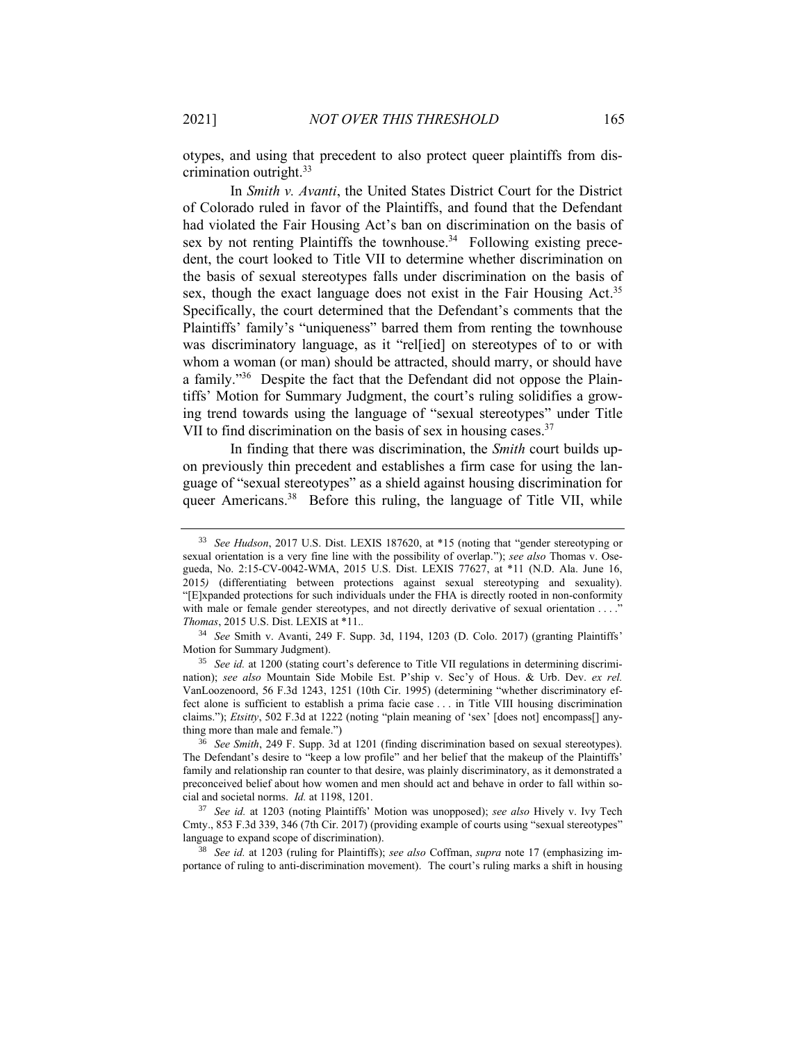otypes, and using that precedent to also protect queer plaintiffs from discrimination outright.[33]

In *Smith v. Avanti*, the United States District Court for the District of Colorado ruled in favor of the Plaintiffs, and found that the Defendant had violated the Fair Housing Act's ban on discrimination on the basis of sex by not renting Plaintiffs the townhouse.[34] Following existing precedent, the court looked to Title VII to determine whether discrimination on the basis of sexual stereotypes falls under discrimination on the basis of sex, though the exact language does not exist in the Fair Housing Act.[35] Specifically, the court determined that the Defendant's comments that the Plaintiffs' family's "uniqueness" barred them from renting the townhouse was discriminatory language, as it "rel[ied] on stereotypes of to or with whom a woman (or man) should be attracted, should marry, or should have a family."[36] Despite the fact that the Defendant did not oppose the Plaintiffs' Motion for Summary Judgment, the court's ruling solidifies a growing trend towards using the language of "sexual stereotypes" under Title VII to find discrimination on the basis of sex in housing cases.[37]

In finding that there was discrimination, the *Smith* court builds upon previously thin precedent and establishes a firm case for using the language of "sexual stereotypes" as a shield against housing discrimination for queer Americans.[38] Before this ruling, the language of Title VII, while

---

[33] *See Hudson*, 2017 U.S. Dist. LEXIS 187620, at *15 (noting that "gender stereotyping or sexual orientation is a very fine line with the possibility of overlap."); *see also* Thomas v. Osegueda, No. 2:15-CV-0042-WMA, 2015 U.S. Dist. LEXIS 77627, at *11 (N.D. Ala. June 16, 2015*)* (differentiating between protections against sexual stereotyping and sexuality). "[E]xpanded protections for such individuals under the FHA is directly rooted in non-conformity with male or female gender stereotypes, and not directly derivative of sexual orientation . . . ." *Thomas*, 2015 U.S. Dist. LEXIS at *11..

[34] *See* Smith v. Avanti, 249 F. Supp. 3d, 1194, 1203 (D. Colo. 2017) (granting Plaintiffs' Motion for Summary Judgment).

[35] *See id.* at 1200 (stating court's deference to Title VII regulations in determining discrimination); *see also* Mountain Side Mobile Est. P'ship v. Sec'y of Hous. & Urb. Dev. *ex rel.* VanLoozenoord, 56 F.3d 1243, 1251 (10th Cir. 1995) (determining "whether discriminatory effect alone is sufficient to establish a prima facie case . . . in Title VIII housing discrimination claims."); *Etsitty*, 502 F.3d at 1222 (noting "plain meaning of 'sex' [does not] encompass[] anything more than male and female.")

[36] *See Smith*, 249 F. Supp. 3d at 1201 (finding discrimination based on sexual stereotypes). The Defendant's desire to "keep a low profile" and her belief that the makeup of the Plaintiffs' family and relationship ran counter to that desire, was plainly discriminatory, as it demonstrated a preconceived belief about how women and men should act and behave in order to fall within social and societal norms. *Id.* at 1198, 1201.

[37] *See id.* at 1203 (noting Plaintiffs' Motion was unopposed); *see also* Hively v. Ivy Tech Cmty., 853 F.3d 339, 346 (7th Cir. 2017) (providing example of courts using "sexual stereotypes" language to expand scope of discrimination).

[38] *See id.* at 1203 (ruling for Plaintiffs); *see also* Coffman, *supra* note 17 (emphasizing importance of ruling to anti-discrimination movement). The court's ruling marks a shift in housing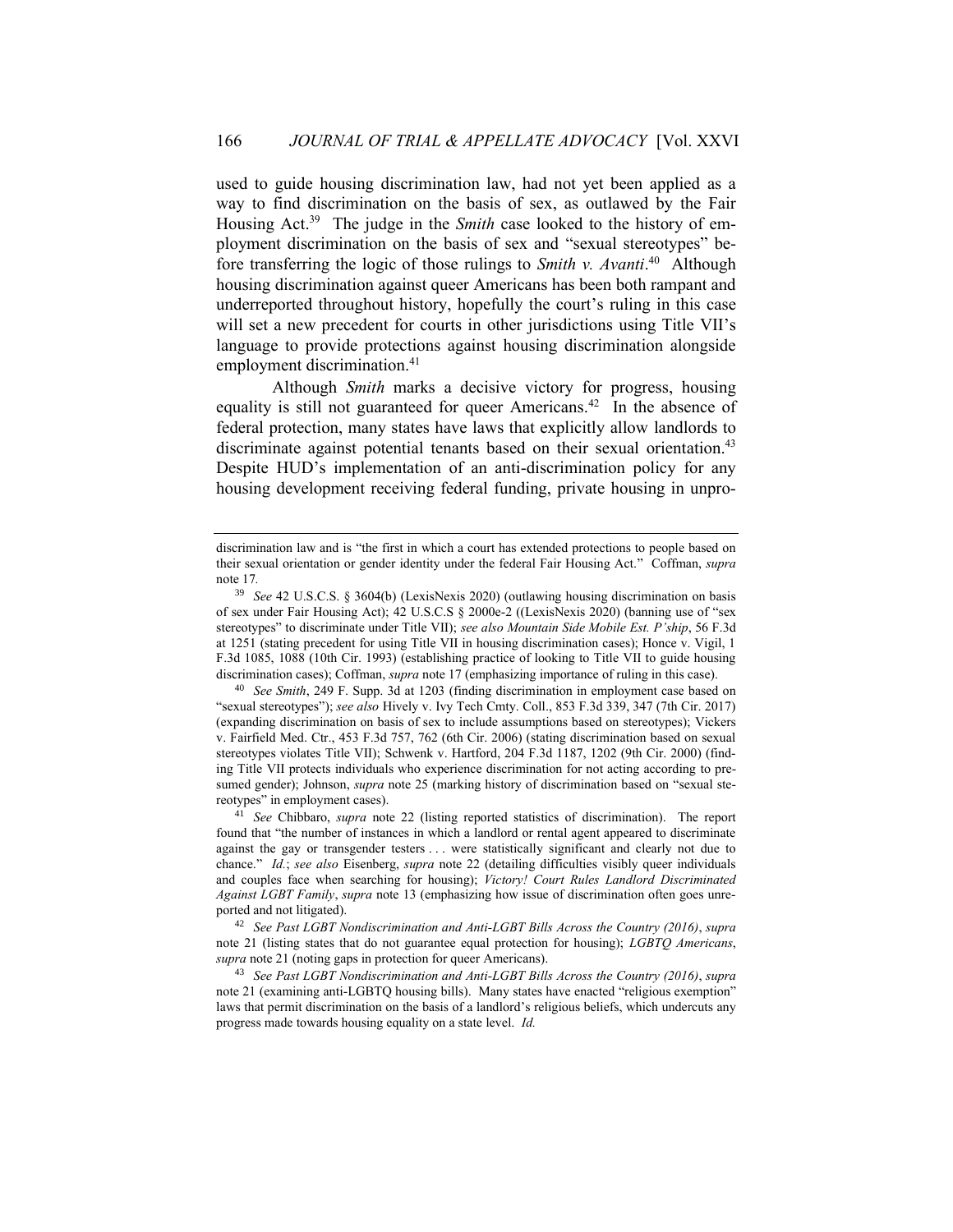used to guide housing discrimination law, had not yet been applied as a way to find discrimination on the basis of sex, as outlawed by the Fair Housing Act.[39] The judge in the *Smith* case looked to the history of employment discrimination on the basis of sex and "sexual stereotypes" before transferring the logic of those rulings to *Smith v. Avanti*.[40] Although housing discrimination against queer Americans has been both rampant and underreported throughout history, hopefully the court's ruling in this case will set a new precedent for courts in other jurisdictions using Title VII's language to provide protections against housing discrimination alongside employment discrimination.[41]

Although *Smith* marks a decisive victory for progress, housing equality is still not guaranteed for queer Americans.[42] In the absence of federal protection, many states have laws that explicitly allow landlords to discriminate against potential tenants based on their sexual orientation.[43] Despite HUD's implementation of an anti-discrimination policy for any housing development receiving federal funding, private housing in unpro-

---

discrimination law and is "the first in which a court has extended protections to people based on their sexual orientation or gender identity under the federal Fair Housing Act." Coffman, *supra* note 17.

[39] *See* 42 U.S.C.S. § 3604(b) (LexisNexis 2020) (outlawing housing discrimination on basis of sex under Fair Housing Act); 42 U.S.C.S § 2000e-2 ((LexisNexis 2020) (banning use of "sex stereotypes" to discriminate under Title VII); *see also Mountain Side Mobile Est. P'ship*, 56 F.3d at 1251 (stating precedent for using Title VII in housing discrimination cases); Honce v. Vigil, 1 F.3d 1085, 1088 (10th Cir. 1993) (establishing practice of looking to Title VII to guide housing discrimination cases); Coffman, *supra* note 17 (emphasizing importance of ruling in this case).

[40] *See Smith*, 249 F. Supp. 3d at 1203 (finding discrimination in employment case based on "sexual stereotypes"); *see also* Hively v. Ivy Tech Cmty. Coll., 853 F.3d 339, 347 (7th Cir. 2017) (expanding discrimination on basis of sex to include assumptions based on stereotypes); Vickers v. Fairfield Med. Ctr., 453 F.3d 757, 762 (6th Cir. 2006) (stating discrimination based on sexual stereotypes violates Title VII); Schwenk v. Hartford, 204 F.3d 1187, 1202 (9th Cir. 2000) (finding Title VII protects individuals who experience discrimination for not acting according to presumed gender); Johnson, *supra* note 25 (marking history of discrimination based on "sexual stereotypes" in employment cases).

[41] *See* Chibbaro, *supra* note 22 (listing reported statistics of discrimination). The report found that "the number of instances in which a landlord or rental agent appeared to discriminate against the gay or transgender testers . . . were statistically significant and clearly not due to chance." *Id.*; *see also* Eisenberg, *supra* note 22 (detailing difficulties visibly queer individuals and couples face when searching for housing); *Victory! Court Rules Landlord Discriminated Against LGBT Family*, *supra* note 13 (emphasizing how issue of discrimination often goes unreported and not litigated).

[42] *See Past LGBT Nondiscrimination and Anti-LGBT Bills Across the Country (2016)*, *supra* note 21 (listing states that do not guarantee equal protection for housing); *LGBTQ Americans*, *supra* note 21 (noting gaps in protection for queer Americans).

[43] *See Past LGBT Nondiscrimination and Anti-LGBT Bills Across the Country (2016)*, *supra* note 21 (examining anti-LGBTQ housing bills). Many states have enacted "religious exemption" laws that permit discrimination on the basis of a landlord's religious beliefs, which undercuts any progress made towards housing equality on a state level. *Id.*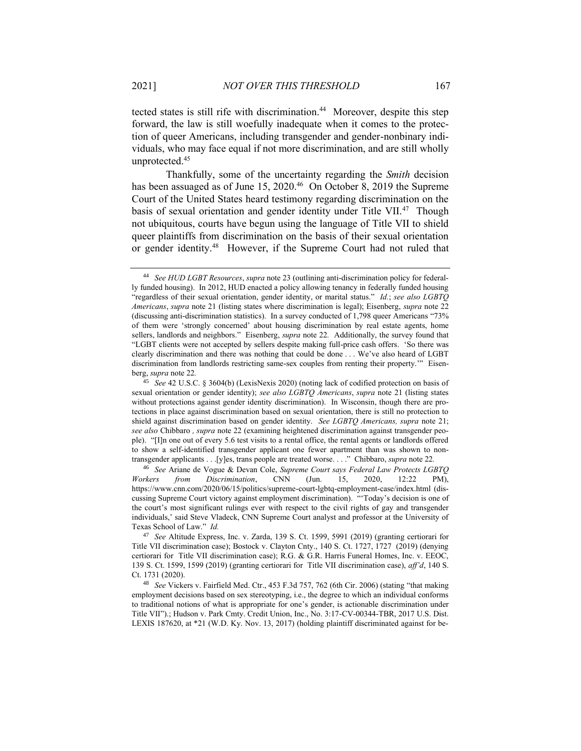tected states is still rife with discrimination.[44] Moreover, despite this step forward, the law is still woefully inadequate when it comes to the protection of queer Americans, including transgender and gender-nonbinary individuals, who may face equal if not more discrimination, and are still wholly unprotected.[45]

Thankfully, some of the uncertainty regarding the *Smith* decision has been assuaged as of June 15, 2020.[46] On October 8, 2019 the Supreme Court of the United States heard testimony regarding discrimination on the basis of sexual orientation and gender identity under Title VII.[47] Though not ubiquitous, courts have begun using the language of Title VII to shield queer plaintiffs from discrimination on the basis of their sexual orientation or gender identity.[48] However, if the Supreme Court had not ruled that

---

[44] *See HUD LGBT Resources*, *supra* note 23 (outlining anti-discrimination policy for federally funded housing). In 2012, HUD enacted a policy allowing tenancy in federally funded housing "regardless of their sexual orientation, gender identity, or marital status." *Id.*; *see also LGBTQ Americans*, *supra* note 21 (listing states where discrimination is legal); Eisenberg, *supra* note 22 (discussing anti-discrimination statistics). In a survey conducted of 1,798 queer Americans "73% of them were 'strongly concerned' about housing discrimination by real estate agents, home sellers, landlords and neighbors." Eisenberg, *supra* note 22. Additionally, the survey found that "LGBT clients were not accepted by sellers despite making full-price cash offers. 'So there was clearly discrimination and there was nothing that could be done . . . We've also heard of LGBT discrimination from landlords restricting same-sex couples from renting their property.'" Eisenberg, *supra* note 22.

[45] *See* 42 U.S.C. § 3604(b) (LexisNexis 2020) (noting lack of codified protection on basis of sexual orientation or gender identity); *see also LGBTQ Americans*, *supra* note 21 (listing states without protections against gender identity discrimination). In Wisconsin, though there are protections in place against discrimination based on sexual orientation, there is still no protection to shield against discrimination based on gender identity. *See LGBTQ Americans, supra* note 21; *see also* Chibbaro *, supra* note 22 (examining heightened discrimination against transgender people). "[I]n one out of every 5.6 test visits to a rental office, the rental agents or landlords offered to show a self-identified transgender applicant one fewer apartment than was shown to non-transgender applicants . . .[y]es, trans people are treated worse. . . ." Chibbaro, *supra* note 22.

[46] *See* Ariane de Vogue & Devan Cole, *Supreme Court says Federal Law Protects LGBTQ Workers from Discrimination*, CNN (Jun. 15, 2020, 12:22 PM), https://www.cnn.com/2020/06/15/politics/supreme-court-lgbtq-employment-case/index.html (discussing Supreme Court victory against employment discrimination). "'Today's decision is one of the court's most significant rulings ever with respect to the civil rights of gay and transgender individuals,' said Steve Vladeck, CNN Supreme Court analyst and professor at the University of Texas School of Law." *Id.*

[47] *See* Altitude Express, Inc. v. Zarda, 139 S. Ct. 1599, 5991 (2019) (granting certiorari for Title VII discrimination case); Bostock v. Clayton Cnty., 140 S. Ct. 1727, 1727 (2019) (denying certiorari for Title VII discrimination case); R.G. & G.R. Harris Funeral Homes, Inc. v. EEOC, 139 S. Ct. 1599, 1599 (2019) (granting certiorari for Title VII discrimination case), *aff'd*, 140 S. Ct. 1731 (2020).

[48] *See* Vickers v. Fairfield Med. Ctr., 453 F.3d 757, 762 (6th Cir. 2006) (stating "that making employment decisions based on sex stereotyping, i.e., the degree to which an individual conforms to traditional notions of what is appropriate for one's gender, is actionable discrimination under Title VII").; Hudson v. Park Cmty. Credit Union, Inc., No. 3:17-CV-00344-TBR, 2017 U.S. Dist. LEXIS 187620, at *21 (W.D. Ky. Nov. 13, 2017) (holding plaintiff discriminated against for be-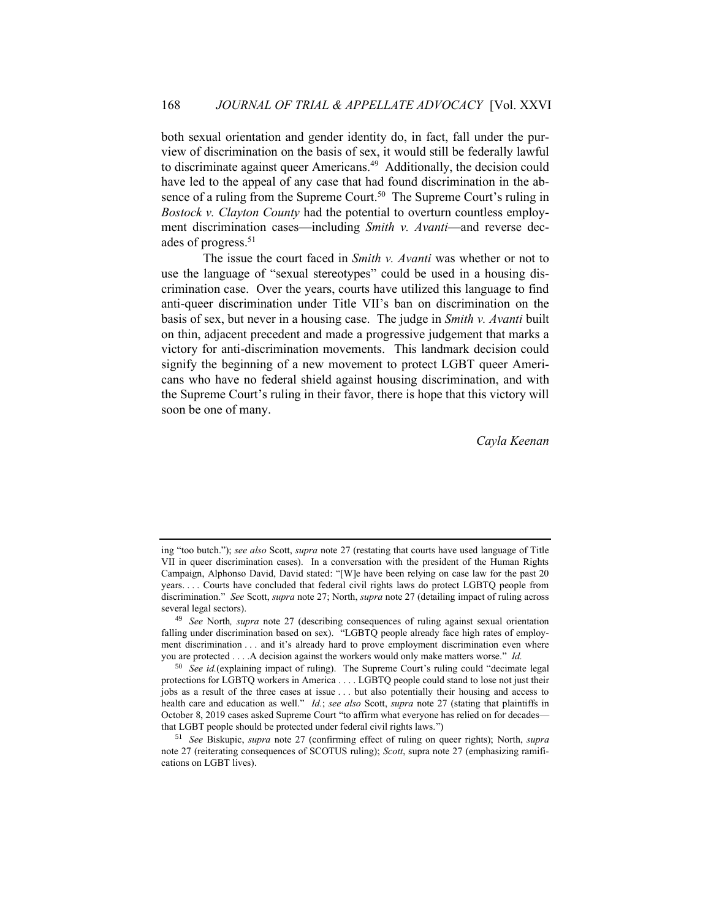both sexual orientation and gender identity do, in fact, fall under the purview of discrimination on the basis of sex, it would still be federally lawful to discriminate against queer Americans.[49] Additionally, the decision could have led to the appeal of any case that had found discrimination in the absence of a ruling from the Supreme Court.[50] The Supreme Court's ruling in *Bostock v. Clayton County* had the potential to overturn countless employment discrimination cases—including *Smith v. Avanti*—and reverse decades of progress.[51]

The issue the court faced in *Smith v. Avanti* was whether or not to use the language of "sexual stereotypes" could be used in a housing discrimination case. Over the years, courts have utilized this language to find anti-queer discrimination under Title VII's ban on discrimination on the basis of sex, but never in a housing case. The judge in *Smith v. Avanti* built on thin, adjacent precedent and made a progressive judgement that marks a victory for anti-discrimination movements. This landmark decision could signify the beginning of a new movement to protect LGBT queer Americans who have no federal shield against housing discrimination, and with the Supreme Court's ruling in their favor, there is hope that this victory will soon be one of many.

*Cayla Keenan*

---

ing "too butch."); *see also* Scott, *supra* note 27 (restating that courts have used language of Title VII in queer discrimination cases). In a conversation with the president of the Human Rights Campaign, Alphonso David, David stated: "[W]e have been relying on case law for the past 20 years. . . . Courts have concluded that federal civil rights laws do protect LGBTQ people from discrimination." *See* Scott, *supra* note 27; North, *supra* note 27 (detailing impact of ruling across several legal sectors).

[49] *See* North*, supra* note 27 (describing consequences of ruling against sexual orientation falling under discrimination based on sex). "LGBTQ people already face high rates of employment discrimination . . . and it's already hard to prove employment discrimination even where you are protected . . . .A decision against the workers would only make matters worse." *Id.*

[50] *See id.*(explaining impact of ruling). The Supreme Court's ruling could "decimate legal protections for LGBTQ workers in America . . . . LGBTQ people could stand to lose not just their jobs as a result of the three cases at issue . . . but also potentially their housing and access to health care and education as well." *Id.*; *see also* Scott, *supra* note 27 (stating that plaintiffs in October 8, 2019 cases asked Supreme Court "to affirm what everyone has relied on for decades—that LGBT people should be protected under federal civil rights laws.")

[51] *See* Biskupic, *supra* note 27 (confirming effect of ruling on queer rights); North, *supra* note 27 (reiterating consequences of SCOTUS ruling); *Scott*, supra note 27 (emphasizing ramifications on LGBT lives).